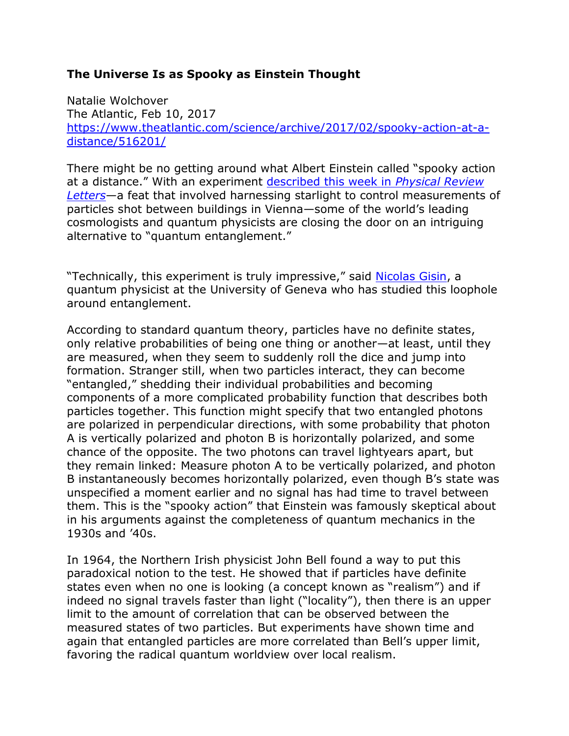**The Universe Is as Spooky as Einstein Thought**

Natalie Wolchover
The Atlantic, Feb 10, 2017
[https://www.theatlantic.com/science/archive/2017/02/spooky-action-at-a-distance/516201/](https://www.theatlantic.com/science/archive/2017/02/spooky-action-at-a-distance/516201/)

There might be no getting around what Albert Einstein called "spooky action at a distance." With an experiment [described this week in *Physical Review Letters*](#)—a feat that involved harnessing starlight to control measurements of particles shot between buildings in Vienna—some of the world's leading cosmologists and quantum physicists are closing the door on an intriguing alternative to "quantum entanglement."

"Technically, this experiment is truly impressive," said [Nicolas Gisin](#), a quantum physicist at the University of Geneva who has studied this loophole around entanglement.

According to standard quantum theory, particles have no definite states, only relative probabilities of being one thing or another—at least, until they are measured, when they seem to suddenly roll the dice and jump into formation. Stranger still, when two particles interact, they can become "entangled," shedding their individual probabilities and becoming components of a more complicated probability function that describes both particles together. This function might specify that two entangled photons are polarized in perpendicular directions, with some probability that photon A is vertically polarized and photon B is horizontally polarized, and some chance of the opposite. The two photons can travel lightyears apart, but they remain linked: Measure photon A to be vertically polarized, and photon B instantaneously becomes horizontally polarized, even though B's state was unspecified a moment earlier and no signal has had time to travel between them. This is the "spooky action" that Einstein was famously skeptical about in his arguments against the completeness of quantum mechanics in the 1930s and '40s.

In 1964, the Northern Irish physicist John Bell found a way to put this paradoxical notion to the test. He showed that if particles have definite states even when no one is looking (a concept known as "realism") and if indeed no signal travels faster than light ("locality"), then there is an upper limit to the amount of correlation that can be observed between the measured states of two particles. But experiments have shown time and again that entangled particles are more correlated than Bell's upper limit, favoring the radical quantum worldview over local realism.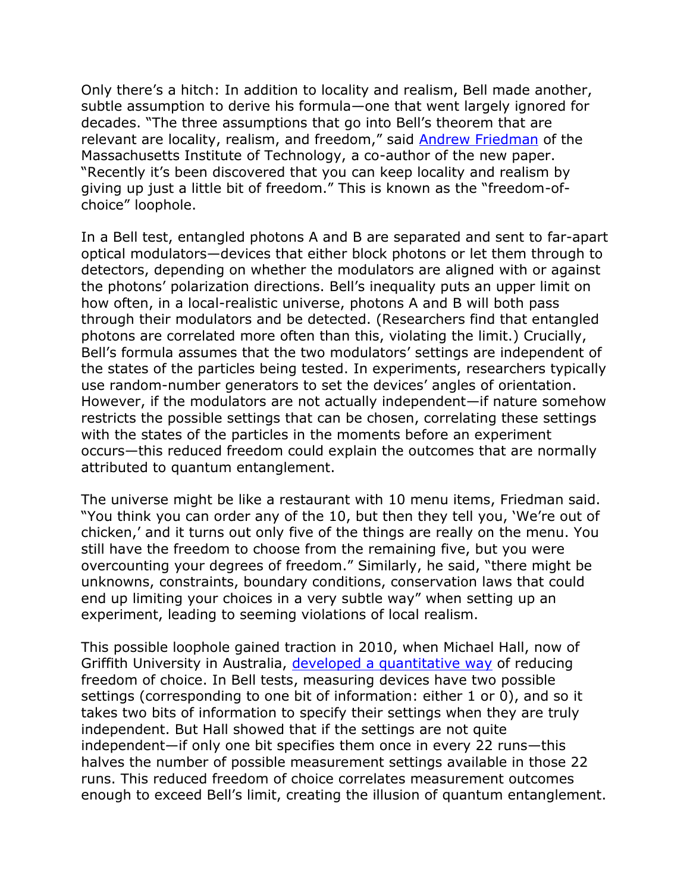Only there's a hitch: In addition to locality and realism, Bell made another, subtle assumption to derive his formula—one that went largely ignored for decades. "The three assumptions that go into Bell's theorem that are relevant are locality, realism, and freedom," said [Andrew Friedman]() of the Massachusetts Institute of Technology, a co-author of the new paper. "Recently it's been discovered that you can keep locality and realism by giving up just a little bit of freedom." This is known as the "freedom-of-choice" loophole.

In a Bell test, entangled photons A and B are separated and sent to far-apart optical modulators—devices that either block photons or let them through to detectors, depending on whether the modulators are aligned with or against the photons' polarization directions. Bell's inequality puts an upper limit on how often, in a local-realistic universe, photons A and B will both pass through their modulators and be detected. (Researchers find that entangled photons are correlated more often than this, violating the limit.) Crucially, Bell's formula assumes that the two modulators' settings are independent of the states of the particles being tested. In experiments, researchers typically use random-number generators to set the devices' angles of orientation. However, if the modulators are not actually independent—if nature somehow restricts the possible settings that can be chosen, correlating these settings with the states of the particles in the moments before an experiment occurs—this reduced freedom could explain the outcomes that are normally attributed to quantum entanglement.

The universe might be like a restaurant with 10 menu items, Friedman said. "You think you can order any of the 10, but then they tell you, 'We're out of chicken,' and it turns out only five of the things are really on the menu. You still have the freedom to choose from the remaining five, but you were overcounting your degrees of freedom." Similarly, he said, "there might be unknowns, constraints, boundary conditions, conservation laws that could end up limiting your choices in a very subtle way" when setting up an experiment, leading to seeming violations of local realism.

This possible loophole gained traction in 2010, when Michael Hall, now of Griffith University in Australia, [developed a quantitative way]() of reducing freedom of choice. In Bell tests, measuring devices have two possible settings (corresponding to one bit of information: either 1 or 0), and so it takes two bits of information to specify their settings when they are truly independent. But Hall showed that if the settings are not quite independent—if only one bit specifies them once in every 22 runs—this halves the number of possible measurement settings available in those 22 runs. This reduced freedom of choice correlates measurement outcomes enough to exceed Bell's limit, creating the illusion of quantum entanglement.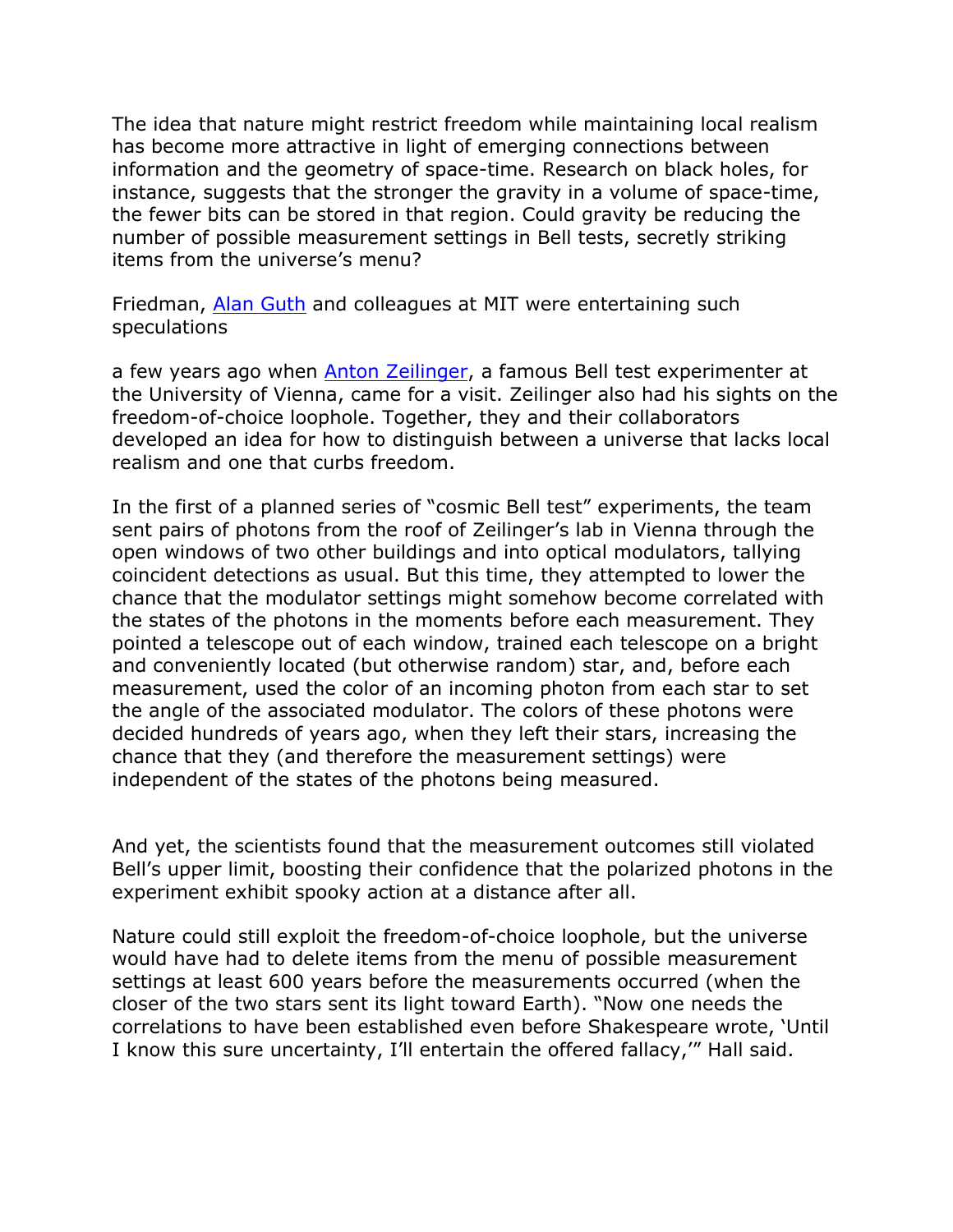The idea that nature might restrict freedom while maintaining local realism has become more attractive in light of emerging connections between information and the geometry of space-time. Research on black holes, for instance, suggests that the stronger the gravity in a volume of space-time, the fewer bits can be stored in that region. Could gravity be reducing the number of possible measurement settings in Bell tests, secretly striking items from the universe's menu?

Friedman, [Alan Guth]() and colleagues at MIT were entertaining such speculations

a few years ago when [Anton Zeilinger](), a famous Bell test experimenter at the University of Vienna, came for a visit. Zeilinger also had his sights on the freedom-of-choice loophole. Together, they and their collaborators developed an idea for how to distinguish between a universe that lacks local realism and one that curbs freedom.

In the first of a planned series of "cosmic Bell test" experiments, the team sent pairs of photons from the roof of Zeilinger's lab in Vienna through the open windows of two other buildings and into optical modulators, tallying coincident detections as usual. But this time, they attempted to lower the chance that the modulator settings might somehow become correlated with the states of the photons in the moments before each measurement. They pointed a telescope out of each window, trained each telescope on a bright and conveniently located (but otherwise random) star, and, before each measurement, used the color of an incoming photon from each star to set the angle of the associated modulator. The colors of these photons were decided hundreds of years ago, when they left their stars, increasing the chance that they (and therefore the measurement settings) were independent of the states of the photons being measured.

And yet, the scientists found that the measurement outcomes still violated Bell's upper limit, boosting their confidence that the polarized photons in the experiment exhibit spooky action at a distance after all.

Nature could still exploit the freedom-of-choice loophole, but the universe would have had to delete items from the menu of possible measurement settings at least 600 years before the measurements occurred (when the closer of the two stars sent its light toward Earth). "Now one needs the correlations to have been established even before Shakespeare wrote, 'Until I know this sure uncertainty, I'll entertain the offered fallacy,'" Hall said.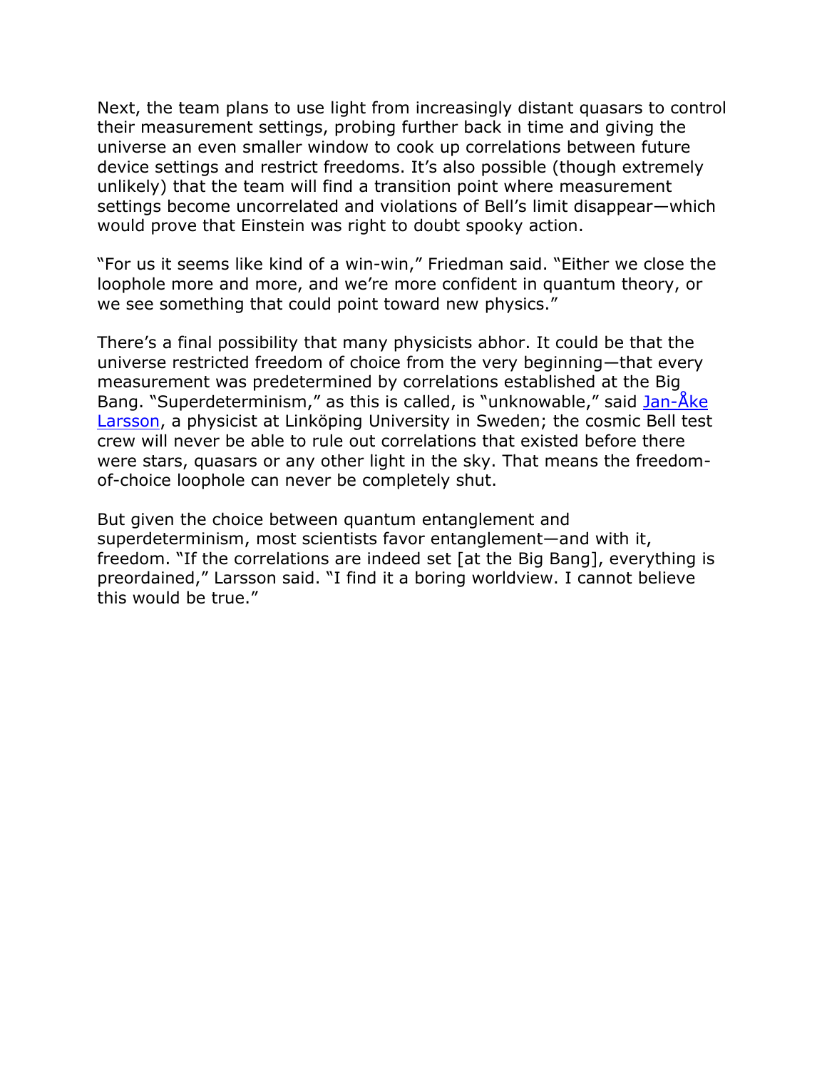Next, the team plans to use light from increasingly distant quasars to control their measurement settings, probing further back in time and giving the universe an even smaller window to cook up correlations between future device settings and restrict freedoms. It's also possible (though extremely unlikely) that the team will find a transition point where measurement settings become uncorrelated and violations of Bell's limit disappear—which would prove that Einstein was right to doubt spooky action.

"For us it seems like kind of a win-win," Friedman said. "Either we close the loophole more and more, and we're more confident in quantum theory, or we see something that could point toward new physics."

There's a final possibility that many physicists abhor. It could be that the universe restricted freedom of choice from the very beginning—that every measurement was predetermined by correlations established at the Big Bang. "Superdeterminism," as this is called, is "unknowable," said Jan-Åke Larsson, a physicist at Linköping University in Sweden; the cosmic Bell test crew will never be able to rule out correlations that existed before there were stars, quasars or any other light in the sky. That means the freedom-of-choice loophole can never be completely shut.

But given the choice between quantum entanglement and superdeterminism, most scientists favor entanglement—and with it, freedom. "If the correlations are indeed set [at the Big Bang], everything is preordained," Larsson said. "I find it a boring worldview. I cannot believe this would be true."